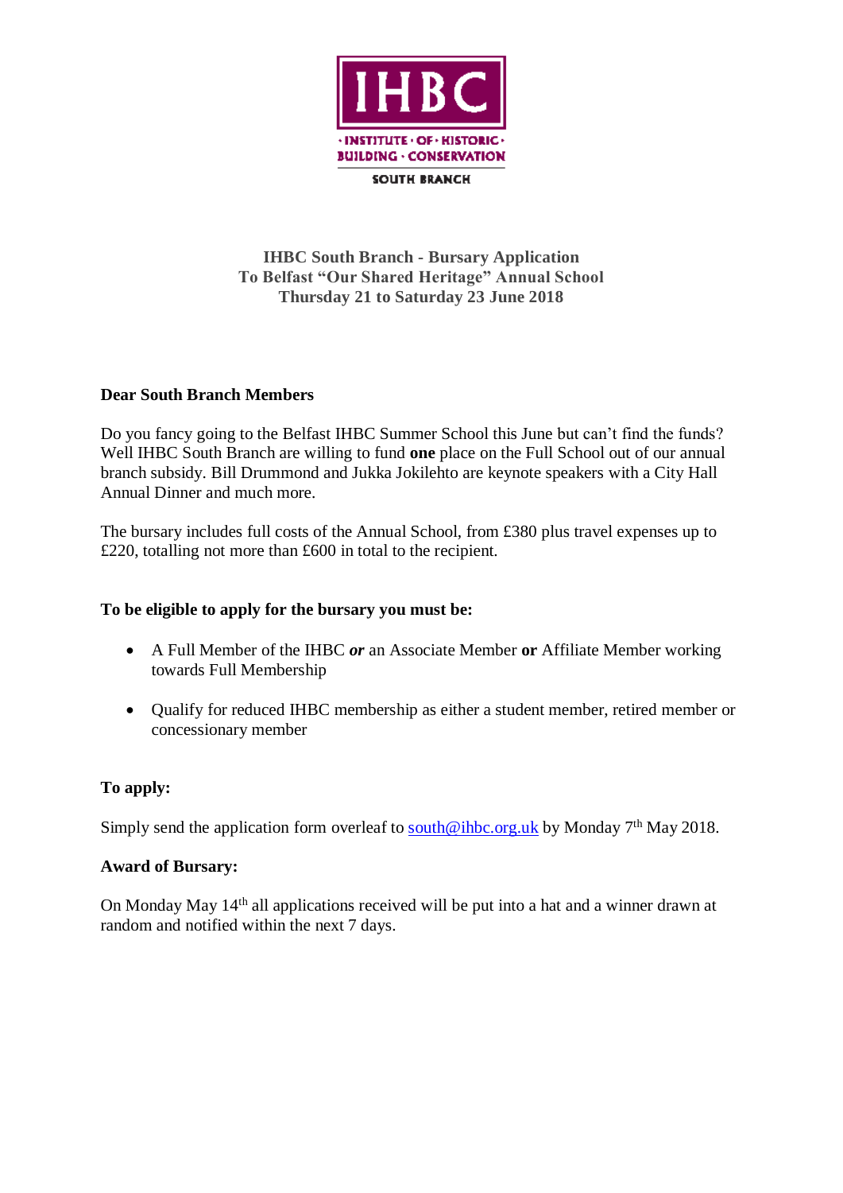IHBC

· INSTITUTE · OF · HISTORIC ·
BUILDING · CONSERVATION

SOUTH BRANCH

**IHBC South Branch - Bursary Application**
**To Belfast "Our Shared Heritage" Annual School**
**Thursday 21 to Saturday 23 June 2018**

**Dear South Branch Members**

Do you fancy going to the Belfast IHBC Summer School this June but can't find the funds? Well IHBC South Branch are willing to fund **one** place on the Full School out of our annual branch subsidy. Bill Drummond and Jukka Jokilehto are keynote speakers with a City Hall Annual Dinner and much more.

The bursary includes full costs of the Annual School, from £380 plus travel expenses up to £220, totalling not more than £600 in total to the recipient.

**To be eligible to apply for the bursary you must be:**

- A Full Member of the IHBC ***or*** an Associate Member **or** Affiliate Member working towards Full Membership
- Qualify for reduced IHBC membership as either a student member, retired member or concessionary member

**To apply:**

Simply send the application form overleaf to south@ihbc.org.uk by Monday 7th May 2018.

**Award of Bursary:**

On Monday May 14th all applications received will be put into a hat and a winner drawn at random and notified within the next 7 days.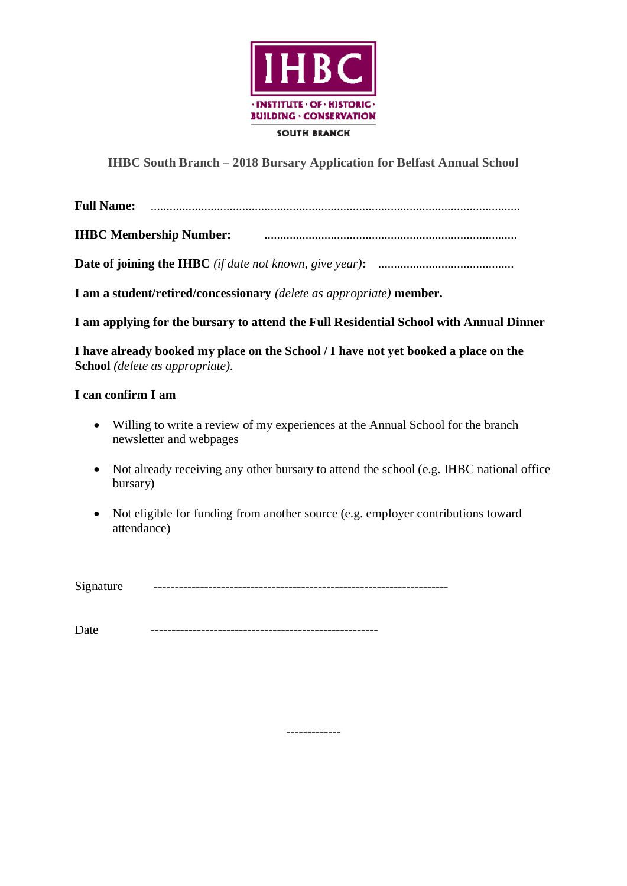IHBC

· INSTITUTE · OF · HISTORIC ·
BUILDING · CONSERVATION

SOUTH BRANCH

## IHBC South Branch – 2018 Bursary Application for Belfast Annual School

**Full Name:** ....................................................................................................................

**IHBC Membership Number:** ................................................................................

**Date of joining the IHBC** *(if date not known, give year)***:** ...........................................

**I am a student/retired/concessionary** *(delete as appropriate)* **member.**

**I am applying for the bursary to attend the Full Residential School with Annual Dinner**

**I have already booked my place on the School / I have not yet booked a place on the School** *(delete as appropriate).*

**I can confirm I am**

- Willing to write a review of my experiences at the Annual School for the branch newsletter and webpages
- Not already receiving any other bursary to attend the school (e.g. IHBC national office bursary)
- Not eligible for funding from another source (e.g. employer contributions toward attendance)

Signature ---------------------------------------------------------------------

Date -----------------------------------------------------

-------------